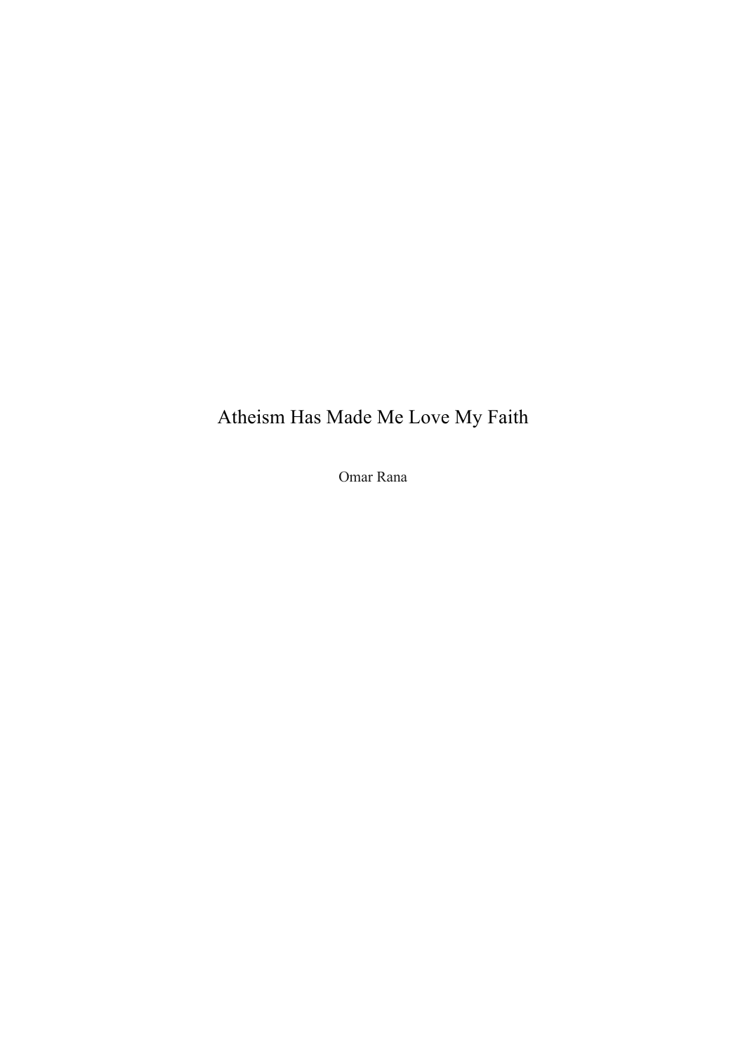# Atheism Has Made Me Love My Faith

Omar Rana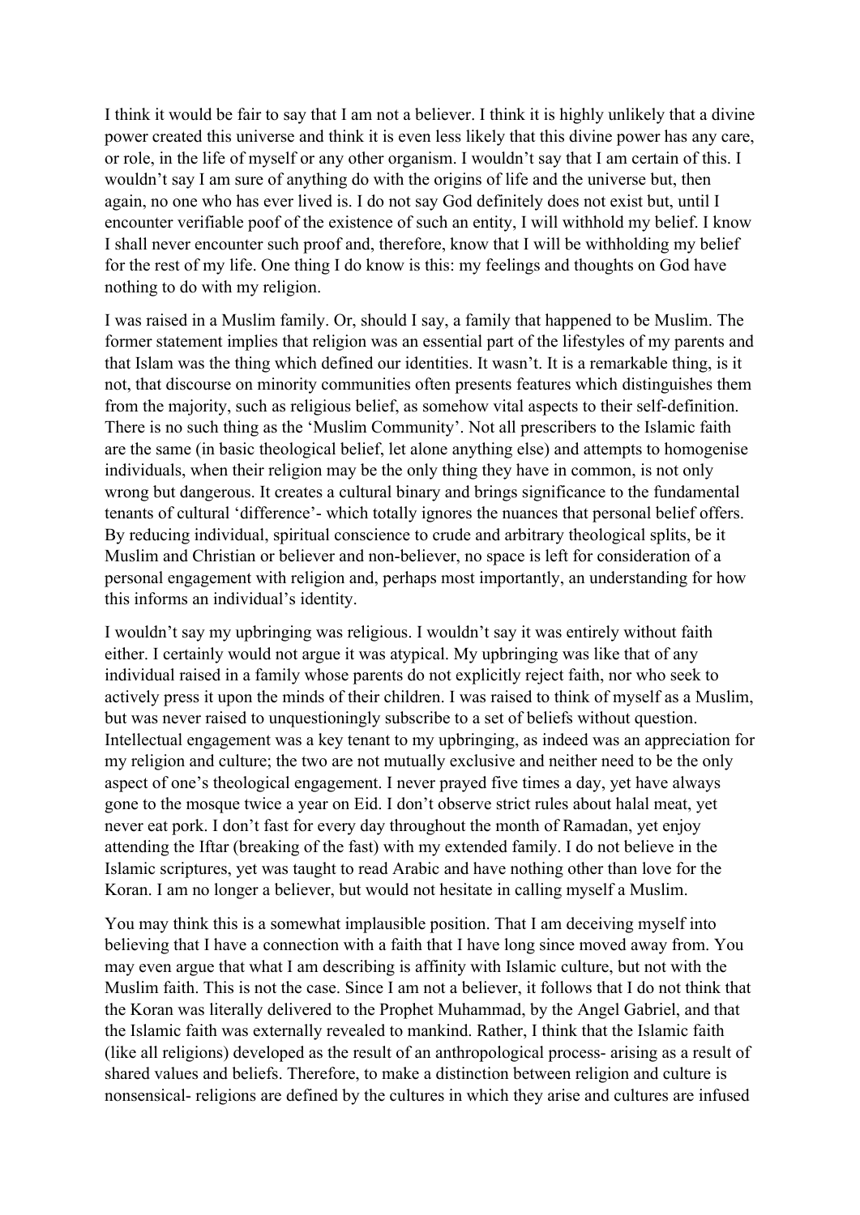I think it would be fair to say that I am not a believer. I think it is highly unlikely that a divine power created this universe and think it is even less likely that this divine power has any care, or role, in the life of myself or any other organism. I wouldn't say that I am certain of this. I wouldn't say I am sure of anything do with the origins of life and the universe but, then again, no one who has ever lived is. I do not say God definitely does not exist but, until I encounter verifiable poof of the existence of such an entity, I will withhold my belief. I know I shall never encounter such proof and, therefore, know that I will be withholding my belief for the rest of my life. One thing I do know is this: my feelings and thoughts on God have nothing to do with my religion.

I was raised in a Muslim family. Or, should I say, a family that happened to be Muslim. The former statement implies that religion was an essential part of the lifestyles of my parents and that Islam was the thing which defined our identities. It wasn't. It is a remarkable thing, is it not, that discourse on minority communities often presents features which distinguishes them from the majority, such as religious belief, as somehow vital aspects to their self-definition. There is no such thing as the 'Muslim Community'. Not all prescribers to the Islamic faith are the same (in basic theological belief, let alone anything else) and attempts to homogenise individuals, when their religion may be the only thing they have in common, is not only wrong but dangerous. It creates a cultural binary and brings significance to the fundamental tenants of cultural 'difference'- which totally ignores the nuances that personal belief offers. By reducing individual, spiritual conscience to crude and arbitrary theological splits, be it Muslim and Christian or believer and non-believer, no space is left for consideration of a personal engagement with religion and, perhaps most importantly, an understanding for how this informs an individual's identity.

I wouldn't say my upbringing was religious. I wouldn't say it was entirely without faith either. I certainly would not argue it was atypical. My upbringing was like that of any individual raised in a family whose parents do not explicitly reject faith, nor who seek to actively press it upon the minds of their children. I was raised to think of myself as a Muslim, but was never raised to unquestioningly subscribe to a set of beliefs without question. Intellectual engagement was a key tenant to my upbringing, as indeed was an appreciation for my religion and culture; the two are not mutually exclusive and neither need to be the only aspect of one's theological engagement. I never prayed five times a day, yet have always gone to the mosque twice a year on Eid. I don't observe strict rules about halal meat, yet never eat pork. I don't fast for every day throughout the month of Ramadan, yet enjoy attending the Iftar (breaking of the fast) with my extended family. I do not believe in the Islamic scriptures, yet was taught to read Arabic and have nothing other than love for the Koran. I am no longer a believer, but would not hesitate in calling myself a Muslim.

You may think this is a somewhat implausible position. That I am deceiving myself into believing that I have a connection with a faith that I have long since moved away from. You may even argue that what I am describing is affinity with Islamic culture, but not with the Muslim faith. This is not the case. Since I am not a believer, it follows that I do not think that the Koran was literally delivered to the Prophet Muhammad, by the Angel Gabriel, and that the Islamic faith was externally revealed to mankind. Rather, I think that the Islamic faith (like all religions) developed as the result of an anthropological process- arising as a result of shared values and beliefs. Therefore, to make a distinction between religion and culture is nonsensical- religions are defined by the cultures in which they arise and cultures are infused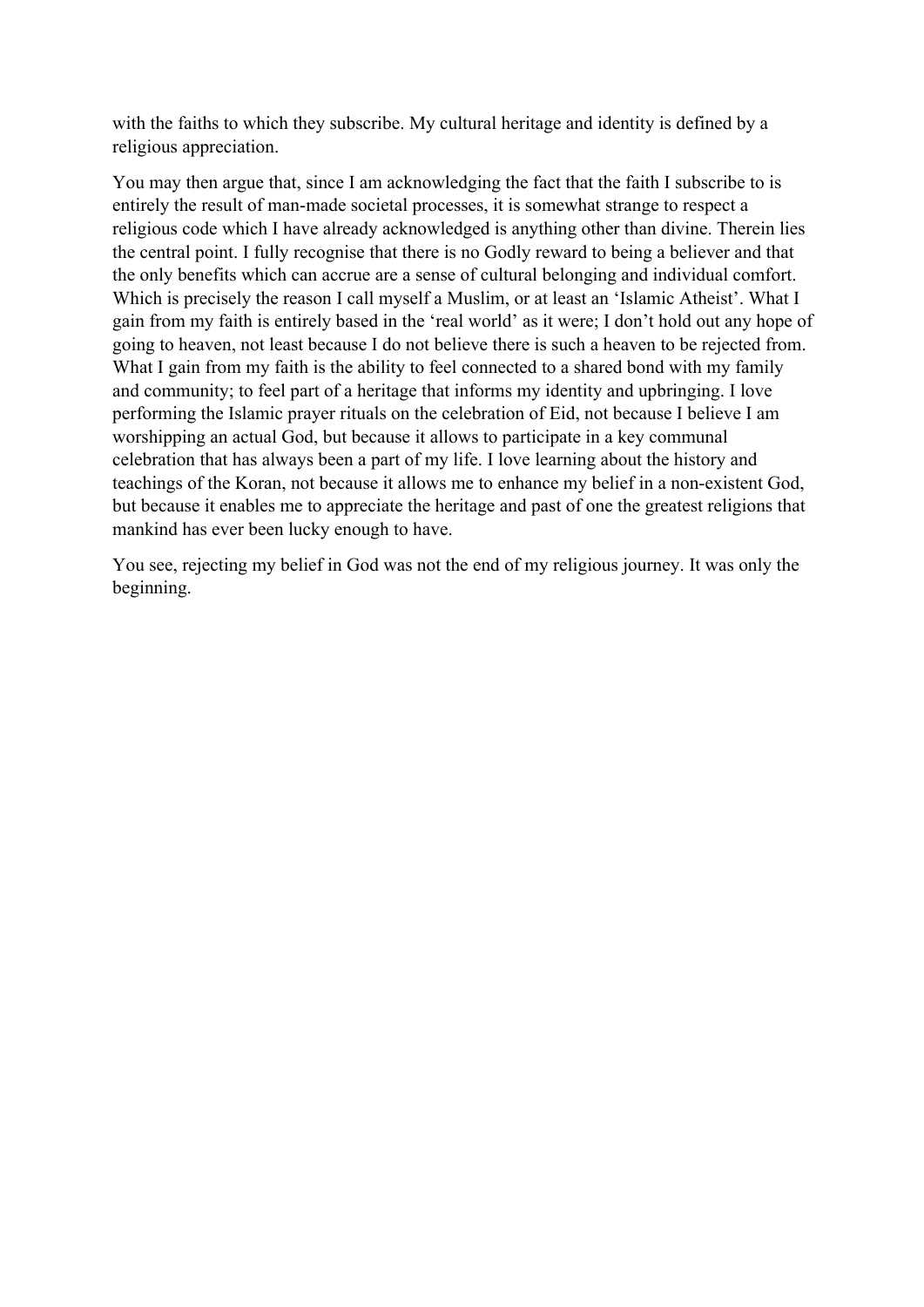with the faiths to which they subscribe. My cultural heritage and identity is defined by a religious appreciation.

You may then argue that, since I am acknowledging the fact that the faith I subscribe to is entirely the result of man-made societal processes, it is somewhat strange to respect a religious code which I have already acknowledged is anything other than divine. Therein lies the central point. I fully recognise that there is no Godly reward to being a believer and that the only benefits which can accrue are a sense of cultural belonging and individual comfort. Which is precisely the reason I call myself a Muslim, or at least an 'Islamic Atheist'. What I gain from my faith is entirely based in the 'real world' as it were; I don't hold out any hope of going to heaven, not least because I do not believe there is such a heaven to be rejected from. What I gain from my faith is the ability to feel connected to a shared bond with my family and community; to feel part of a heritage that informs my identity and upbringing. I love performing the Islamic prayer rituals on the celebration of Eid, not because I believe I am worshipping an actual God, but because it allows to participate in a key communal celebration that has always been a part of my life. I love learning about the history and teachings of the Koran, not because it allows me to enhance my belief in a non-existent God, but because it enables me to appreciate the heritage and past of one the greatest religions that mankind has ever been lucky enough to have.

You see, rejecting my belief in God was not the end of my religious journey. It was only the beginning.